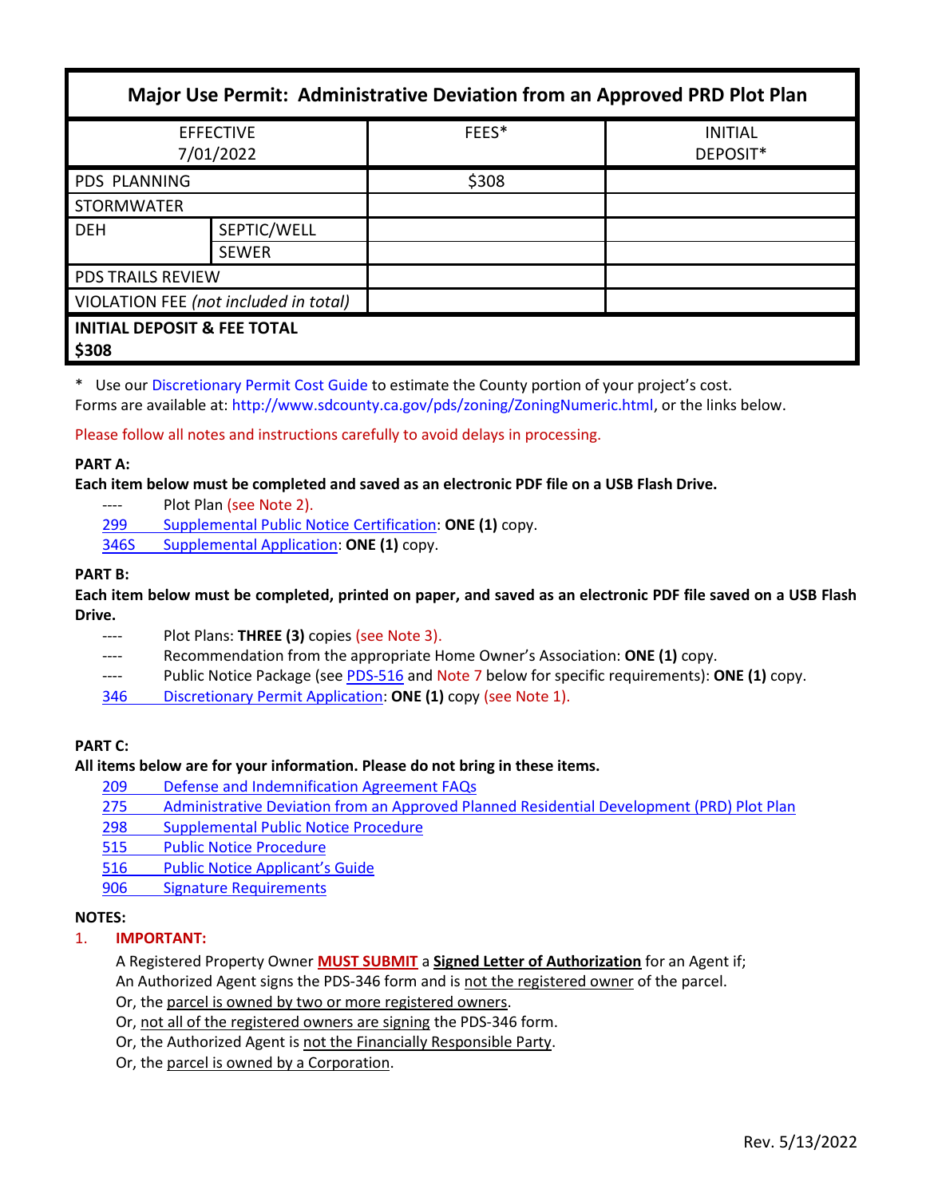| Major Use Permit: Administrative Deviation from an Approved PRD Plot Plan | | | |
|---|---|---|---|
| EFFECTIVE 7/01/2022 | | FEES* | INITIAL DEPOSIT* |
| PDS PLANNING | | $308 | |
| STORMWATER | | | |
| DEH | SEPTIC/WELL | | |
| | SEWER | | |
| PDS TRAILS REVIEW | | | |
| VIOLATION FEE *(not included in total)* | | | |
| **INITIAL DEPOSIT & FEE TOTAL $308** | | | |

\* Use our Discretionary Permit Cost Guide to estimate the County portion of your project's cost.
Forms are available at: http://www.sdcounty.ca.gov/pds/zoning/ZoningNumeric.html, or the links below.

Please follow all notes and instructions carefully to avoid delays in processing.

**PART A:**

**Each item below must be completed and saved as an electronic PDF file on a USB Flash Drive.**

- ---- Plot Plan (see Note 2).
- 299 Supplemental Public Notice Certification: **ONE (1)** copy.
- 346S Supplemental Application: **ONE (1)** copy.

**PART B:**

**Each item below must be completed, printed on paper, and saved as an electronic PDF file saved on a USB Flash Drive.**

- ---- Plot Plans: **THREE (3)** copies (see Note 3).
- ---- Recommendation from the appropriate Home Owner's Association: **ONE (1)** copy.
- ---- Public Notice Package (see PDS-516 and Note 7 below for specific requirements): **ONE (1)** copy.
- 346 Discretionary Permit Application: **ONE (1)** copy (see Note 1).

**PART C:**

**All items below are for your information. Please do not bring in these items.**

- 209 Defense and Indemnification Agreement FAQs
- 275 Administrative Deviation from an Approved Planned Residential Development (PRD) Plot Plan
- 298 Supplemental Public Notice Procedure
- 515 Public Notice Procedure
- 516 Public Notice Applicant's Guide
- 906 Signature Requirements

**NOTES:**

1. **IMPORTANT:**

   A Registered Property Owner **MUST SUBMIT** a **Signed Letter of Authorization** for an Agent if;
   An Authorized Agent signs the PDS-346 form and is not the registered owner of the parcel.
   Or, the parcel is owned by two or more registered owners.
   Or, not all of the registered owners are signing the PDS-346 form.
   Or, the Authorized Agent is not the Financially Responsible Party.
   Or, the parcel is owned by a Corporation.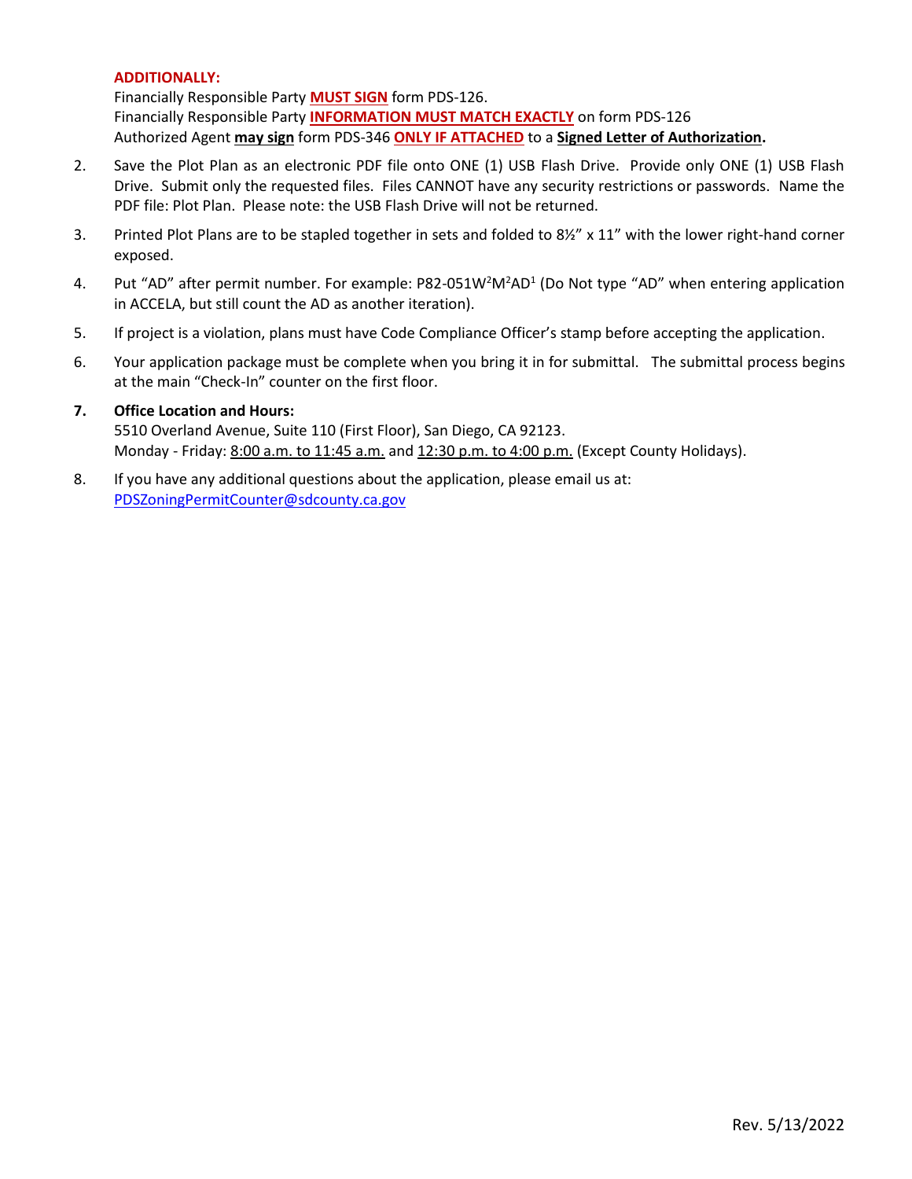**ADDITIONALLY:**

Financially Responsible Party **MUST SIGN** form PDS-126.
Financially Responsible Party **INFORMATION MUST MATCH EXACTLY** on form PDS-126
Authorized Agent **may sign** form PDS-346 **ONLY IF ATTACHED** to a **Signed Letter of Authorization.**

2. Save the Plot Plan as an electronic PDF file onto ONE (1) USB Flash Drive. Provide only ONE (1) USB Flash Drive. Submit only the requested files. Files CANNOT have any security restrictions or passwords. Name the PDF file: Plot Plan. Please note: the USB Flash Drive will not be returned.

3. Printed Plot Plans are to be stapled together in sets and folded to 8½" x 11" with the lower right-hand corner exposed.

4. Put "AD" after permit number. For example: P82-051W$^2$M$^2$AD$^1$ (Do Not type "AD" when entering application in ACCELA, but still count the AD as another iteration).

5. If project is a violation, plans must have Code Compliance Officer's stamp before accepting the application.

6. Your application package must be complete when you bring it in for submittal. The submittal process begins at the main "Check-In" counter on the first floor.

7. **Office Location and Hours:**
   5510 Overland Avenue, Suite 110 (First Floor), San Diego, CA 92123.
   Monday - Friday: 8:00 a.m. to 11:45 a.m. and 12:30 p.m. to 4:00 p.m. (Except County Holidays).

8. If you have any additional questions about the application, please email us at:
   PDSZoningPermitCounter@sdcounty.ca.gov

Rev. 5/13/2022